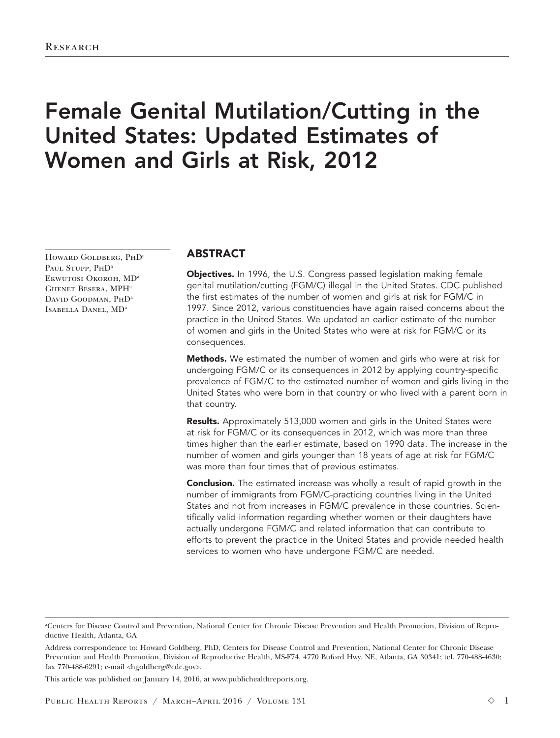Research

# Female Genital Mutilation/Cutting in the United States: Updated Estimates of Women and Girls at Risk, 2012

Howard Goldberg, PhD[a]
Paul Stupp, PhD[a]
Ekwutosi Okoroh, MD[a]
Ghenet Besera, MPH[a]
David Goodman, PhD[a]
Isabella Danel, MD[a]

## ABSTRACT

**Objectives.** In 1996, the U.S. Congress passed legislation making female genital mutilation/cutting (FGM/C) illegal in the United States. CDC published the first estimates of the number of women and girls at risk for FGM/C in 1997. Since 2012, various constituencies have again raised concerns about the practice in the United States. We updated an earlier estimate of the number of women and girls in the United States who were at risk for FGM/C or its consequences.

**Methods.** We estimated the number of women and girls who were at risk for undergoing FGM/C or its consequences in 2012 by applying country-specific prevalence of FGM/C to the estimated number of women and girls living in the United States who were born in that country or who lived with a parent born in that country.

**Results.** Approximately 513,000 women and girls in the United States were at risk for FGM/C or its consequences in 2012, which was more than three times higher than the earlier estimate, based on 1990 data. The increase in the number of women and girls younger than 18 years of age at risk for FGM/C was more than four times that of previous estimates.

**Conclusion.** The estimated increase was wholly a result of rapid growth in the number of immigrants from FGM/C-practicing countries living in the United States and not from increases in FGM/C prevalence in those countries. Scientifically valid information regarding whether women or their daughters have actually undergone FGM/C and related information that can contribute to efforts to prevent the practice in the United States and provide needed health services to women who have undergone FGM/C are needed.

[a]Centers for Disease Control and Prevention, National Center for Chronic Disease Prevention and Health Promotion, Division of Reproductive Health, Atlanta, GA

Address correspondence to: Howard Goldberg, PhD, Centers for Disease Control and Prevention, National Center for Chronic Disease Prevention and Health Promotion, Division of Reproductive Health, MS-F74, 4770 Buford Hwy. NE, Atlanta, GA 30341; tel. 770-488-4630; fax 770-488-6291; e-mail <hgoldberg@cdc.gov>.

This article was published on January 14, 2016, at www.publichealthreports.org.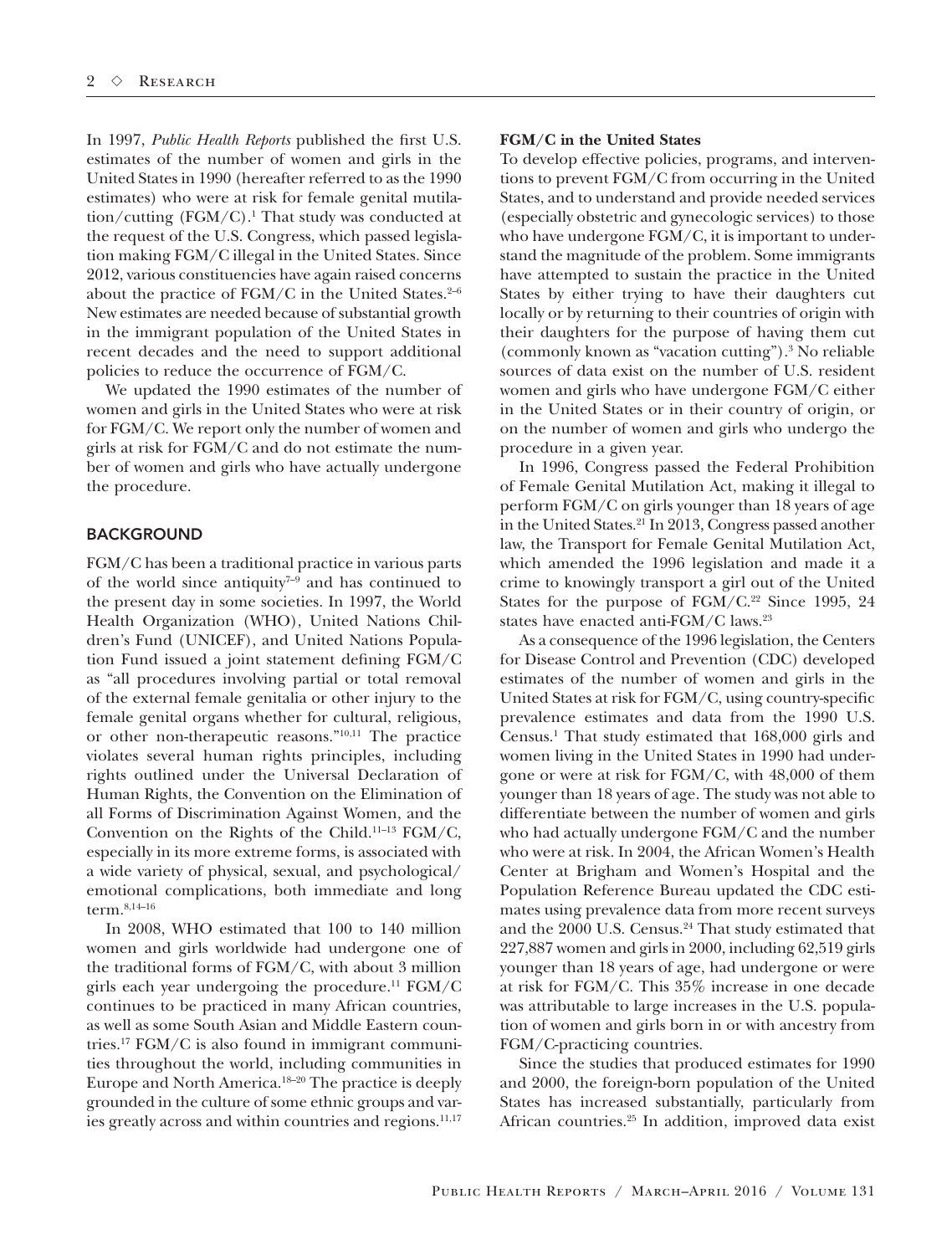In 1997, *Public Health Reports* published the first U.S. estimates of the number of women and girls in the United States in 1990 (hereafter referred to as the 1990 estimates) who were at risk for female genital mutilation/cutting (FGM/C).[1] That study was conducted at the request of the U.S. Congress, which passed legislation making FGM/C illegal in the United States. Since 2012, various constituencies have again raised concerns about the practice of FGM/C in the United States.[2–6] New estimates are needed because of substantial growth in the immigrant population of the United States in recent decades and the need to support additional policies to reduce the occurrence of FGM/C.

We updated the 1990 estimates of the number of women and girls in the United States who were at risk for FGM/C. We report only the number of women and girls at risk for FGM/C and do not estimate the number of women and girls who have actually undergone the procedure.

## BACKGROUND

FGM/C has been a traditional practice in various parts of the world since antiquity[7–9] and has continued to the present day in some societies. In 1997, the World Health Organization (WHO), United Nations Children's Fund (UNICEF), and United Nations Population Fund issued a joint statement defining FGM/C as "all procedures involving partial or total removal of the external female genitalia or other injury to the female genital organs whether for cultural, religious, or other non-therapeutic reasons."[10,11] The practice violates several human rights principles, including rights outlined under the Universal Declaration of Human Rights, the Convention on the Elimination of all Forms of Discrimination Against Women, and the Convention on the Rights of the Child.[11–13] FGM/C, especially in its more extreme forms, is associated with a wide variety of physical, sexual, and psychological/emotional complications, both immediate and long term.[8,14–16]

In 2008, WHO estimated that 100 to 140 million women and girls worldwide had undergone one of the traditional forms of FGM/C, with about 3 million girls each year undergoing the procedure.[11] FGM/C continues to be practiced in many African countries, as well as some South Asian and Middle Eastern countries.[17] FGM/C is also found in immigrant communities throughout the world, including communities in Europe and North America.[18–20] The practice is deeply grounded in the culture of some ethnic groups and varies greatly across and within countries and regions.[11,17]

### FGM/C in the United States

To develop effective policies, programs, and interventions to prevent FGM/C from occurring in the United States, and to understand and provide needed services (especially obstetric and gynecologic services) to those who have undergone FGM/C, it is important to understand the magnitude of the problem. Some immigrants have attempted to sustain the practice in the United States by either trying to have their daughters cut locally or by returning to their countries of origin with their daughters for the purpose of having them cut (commonly known as "vacation cutting").[3] No reliable sources of data exist on the number of U.S. resident women and girls who have undergone FGM/C either in the United States or in their country of origin, or on the number of women and girls who undergo the procedure in a given year.

In 1996, Congress passed the Federal Prohibition of Female Genital Mutilation Act, making it illegal to perform FGM/C on girls younger than 18 years of age in the United States.[21] In 2013, Congress passed another law, the Transport for Female Genital Mutilation Act, which amended the 1996 legislation and made it a crime to knowingly transport a girl out of the United States for the purpose of FGM/C.[22] Since 1995, 24 states have enacted anti-FGM/C laws.[23]

As a consequence of the 1996 legislation, the Centers for Disease Control and Prevention (CDC) developed estimates of the number of women and girls in the United States at risk for FGM/C, using country-specific prevalence estimates and data from the 1990 U.S. Census.[1] That study estimated that 168,000 girls and women living in the United States in 1990 had undergone or were at risk for FGM/C, with 48,000 of them younger than 18 years of age. The study was not able to differentiate between the number of women and girls who had actually undergone FGM/C and the number who were at risk. In 2004, the African Women's Health Center at Brigham and Women's Hospital and the Population Reference Bureau updated the CDC estimates using prevalence data from more recent surveys and the 2000 U.S. Census.[24] That study estimated that 227,887 women and girls in 2000, including 62,519 girls younger than 18 years of age, had undergone or were at risk for FGM/C. This 35% increase in one decade was attributable to large increases in the U.S. population of women and girls born in or with ancestry from FGM/C-practicing countries.

Since the studies that produced estimates for 1990 and 2000, the foreign-born population of the United States has increased substantially, particularly from African countries.[25] In addition, improved data exist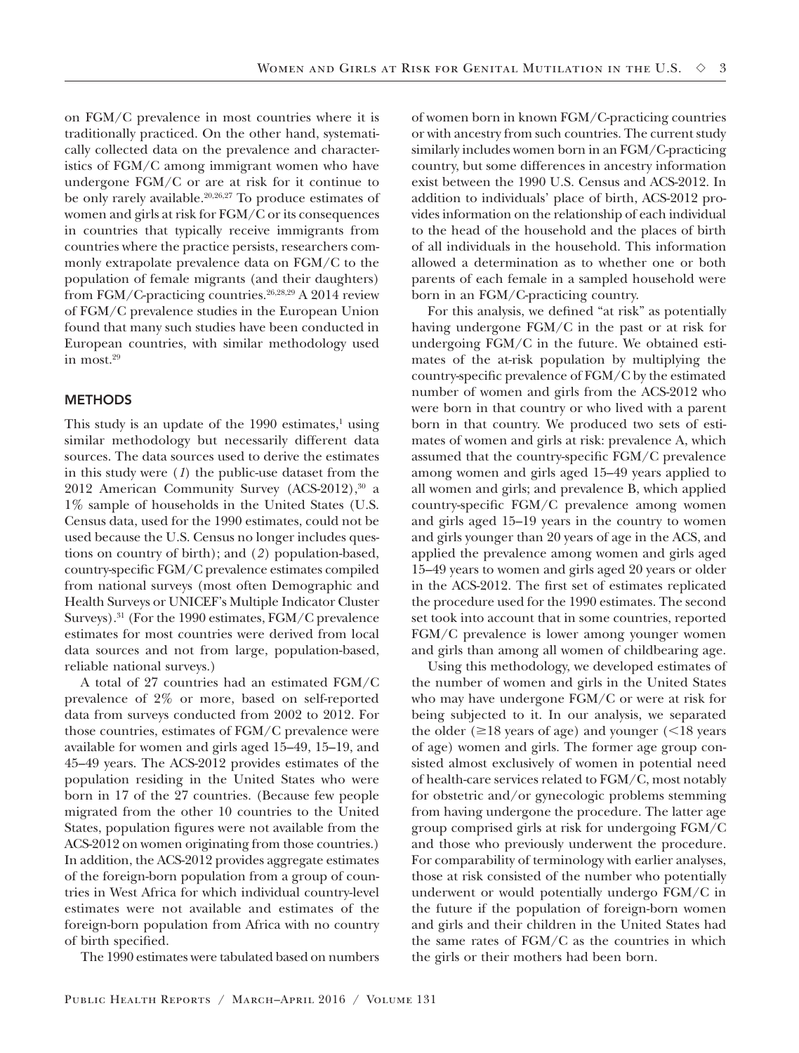on FGM/C prevalence in most countries where it is traditionally practiced. On the other hand, systematically collected data on the prevalence and characteristics of FGM/C among immigrant women who have undergone FGM/C or are at risk for it continue to be only rarely available.[20,26,27] To produce estimates of women and girls at risk for FGM/C or its consequences in countries that typically receive immigrants from countries where the practice persists, researchers commonly extrapolate prevalence data on FGM/C to the population of female migrants (and their daughters) from FGM/C-practicing countries.[26,28,29] A 2014 review of FGM/C prevalence studies in the European Union found that many such studies have been conducted in European countries, with similar methodology used in most.[29]

## METHODS

This study is an update of the 1990 estimates,[1] using similar methodology but necessarily different data sources. The data sources used to derive the estimates in this study were (*1*) the public-use dataset from the 2012 American Community Survey (ACS-2012),[30] a 1% sample of households in the United States (U.S. Census data, used for the 1990 estimates, could not be used because the U.S. Census no longer includes questions on country of birth); and (*2*) population-based, country-specific FGM/C prevalence estimates compiled from national surveys (most often Demographic and Health Surveys or UNICEF's Multiple Indicator Cluster Surveys).[31] (For the 1990 estimates, FGM/C prevalence estimates for most countries were derived from local data sources and not from large, population-based, reliable national surveys.)

A total of 27 countries had an estimated FGM/C prevalence of 2% or more, based on self-reported data from surveys conducted from 2002 to 2012. For those countries, estimates of FGM/C prevalence were available for women and girls aged 15–49, 15–19, and 45–49 years. The ACS-2012 provides estimates of the population residing in the United States who were born in 17 of the 27 countries. (Because few people migrated from the other 10 countries to the United States, population figures were not available from the ACS-2012 on women originating from those countries.) In addition, the ACS-2012 provides aggregate estimates of the foreign-born population from a group of countries in West Africa for which individual country-level estimates were not available and estimates of the foreign-born population from Africa with no country of birth specified.

The 1990 estimates were tabulated based on numbers of women born in known FGM/C-practicing countries or with ancestry from such countries. The current study similarly includes women born in an FGM/C-practicing country, but some differences in ancestry information exist between the 1990 U.S. Census and ACS-2012. In addition to individuals' place of birth, ACS-2012 provides information on the relationship of each individual to the head of the household and the places of birth of all individuals in the household. This information allowed a determination as to whether one or both parents of each female in a sampled household were born in an FGM/C-practicing country.

For this analysis, we defined "at risk" as potentially having undergone FGM/C in the past or at risk for undergoing FGM/C in the future. We obtained estimates of the at-risk population by multiplying the country-specific prevalence of FGM/C by the estimated number of women and girls from the ACS-2012 who were born in that country or who lived with a parent born in that country. We produced two sets of estimates of women and girls at risk: prevalence A, which assumed that the country-specific FGM/C prevalence among women and girls aged 15–49 years applied to all women and girls; and prevalence B, which applied country-specific FGM/C prevalence among women and girls aged 15–19 years in the country to women and girls younger than 20 years of age in the ACS, and applied the prevalence among women and girls aged 15–49 years to women and girls aged 20 years or older in the ACS-2012. The first set of estimates replicated the procedure used for the 1990 estimates. The second set took into account that in some countries, reported FGM/C prevalence is lower among younger women and girls than among all women of childbearing age.

Using this methodology, we developed estimates of the number of women and girls in the United States who may have undergone FGM/C or were at risk for being subjected to it. In our analysis, we separated the older ($\geq$18 years of age) and younger ($<$18 years of age) women and girls. The former age group consisted almost exclusively of women in potential need of health-care services related to FGM/C, most notably for obstetric and/or gynecologic problems stemming from having undergone the procedure. The latter age group comprised girls at risk for undergoing FGM/C and those who previously underwent the procedure. For comparability of terminology with earlier analyses, those at risk consisted of the number who potentially underwent or would potentially undergo FGM/C in the future if the population of foreign-born women and girls and their children in the United States had the same rates of FGM/C as the countries in which the girls or their mothers had been born.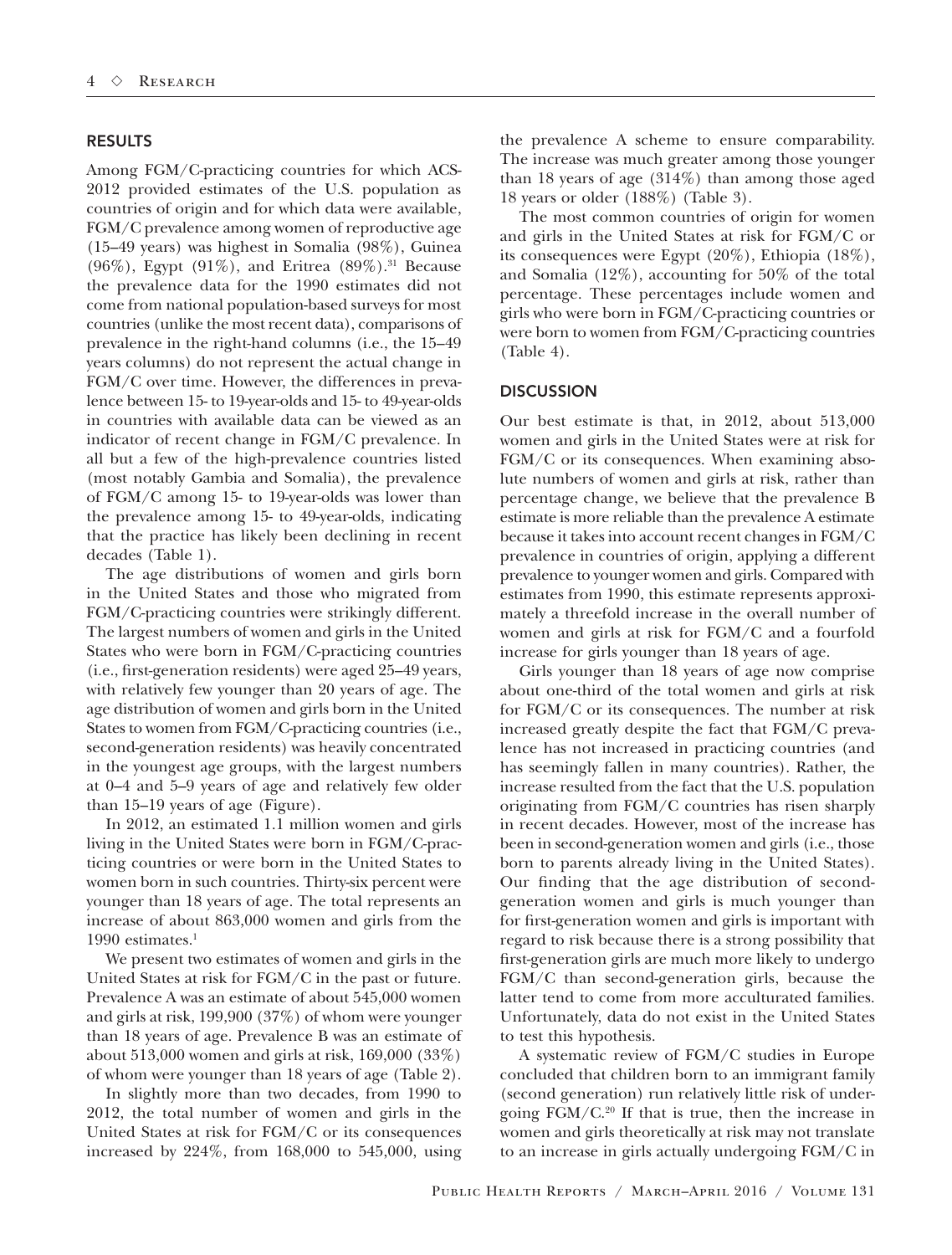## RESULTS

Among FGM/C-practicing countries for which ACS-2012 provided estimates of the U.S. population as countries of origin and for which data were available, FGM/C prevalence among women of reproductive age (15–49 years) was highest in Somalia (98%), Guinea (96%), Egypt (91%), and Eritrea (89%).[31] Because the prevalence data for the 1990 estimates did not come from national population-based surveys for most countries (unlike the most recent data), comparisons of prevalence in the right-hand columns (i.e., the 15–49 years columns) do not represent the actual change in FGM/C over time. However, the differences in prevalence between 15- to 19-year-olds and 15- to 49-year-olds in countries with available data can be viewed as an indicator of recent change in FGM/C prevalence. In all but a few of the high-prevalence countries listed (most notably Gambia and Somalia), the prevalence of FGM/C among 15- to 19-year-olds was lower than the prevalence among 15- to 49-year-olds, indicating that the practice has likely been declining in recent decades (Table 1).

The age distributions of women and girls born in the United States and those who migrated from FGM/C-practicing countries were strikingly different. The largest numbers of women and girls in the United States who were born in FGM/C-practicing countries (i.e., first-generation residents) were aged 25–49 years, with relatively few younger than 20 years of age. The age distribution of women and girls born in the United States to women from FGM/C-practicing countries (i.e., second-generation residents) was heavily concentrated in the youngest age groups, with the largest numbers at 0–4 and 5–9 years of age and relatively few older than 15–19 years of age (Figure).

In 2012, an estimated 1.1 million women and girls living in the United States were born in FGM/C-practicing countries or were born in the United States to women born in such countries. Thirty-six percent were younger than 18 years of age. The total represents an increase of about 863,000 women and girls from the 1990 estimates.[1]

We present two estimates of women and girls in the United States at risk for FGM/C in the past or future. Prevalence A was an estimate of about 545,000 women and girls at risk, 199,900 (37%) of whom were younger than 18 years of age. Prevalence B was an estimate of about 513,000 women and girls at risk, 169,000 (33%) of whom were younger than 18 years of age (Table 2).

In slightly more than two decades, from 1990 to 2012, the total number of women and girls in the United States at risk for FGM/C or its consequences increased by 224%, from 168,000 to 545,000, using the prevalence A scheme to ensure comparability. The increase was much greater among those younger than 18 years of age (314%) than among those aged 18 years or older (188%) (Table 3).

The most common countries of origin for women and girls in the United States at risk for FGM/C or its consequences were Egypt (20%), Ethiopia (18%), and Somalia (12%), accounting for 50% of the total percentage. These percentages include women and girls who were born in FGM/C-practicing countries or were born to women from FGM/C-practicing countries (Table 4).

## DISCUSSION

Our best estimate is that, in 2012, about 513,000 women and girls in the United States were at risk for FGM/C or its consequences. When examining absolute numbers of women and girls at risk, rather than percentage change, we believe that the prevalence B estimate is more reliable than the prevalence A estimate because it takes into account recent changes in FGM/C prevalence in countries of origin, applying a different prevalence to younger women and girls. Compared with estimates from 1990, this estimate represents approximately a threefold increase in the overall number of women and girls at risk for FGM/C and a fourfold increase for girls younger than 18 years of age.

Girls younger than 18 years of age now comprise about one-third of the total women and girls at risk for FGM/C or its consequences. The number at risk increased greatly despite the fact that FGM/C prevalence has not increased in practicing countries (and has seemingly fallen in many countries). Rather, the increase resulted from the fact that the U.S. population originating from FGM/C countries has risen sharply in recent decades. However, most of the increase has been in second-generation women and girls (i.e., those born to parents already living in the United States). Our finding that the age distribution of second-generation women and girls is much younger than for first-generation women and girls is important with regard to risk because there is a strong possibility that first-generation girls are much more likely to undergo FGM/C than second-generation girls, because the latter tend to come from more acculturated families. Unfortunately, data do not exist in the United States to test this hypothesis.

A systematic review of FGM/C studies in Europe concluded that children born to an immigrant family (second generation) run relatively little risk of undergoing FGM/C.[20] If that is true, then the increase in women and girls theoretically at risk may not translate to an increase in girls actually undergoing FGM/C in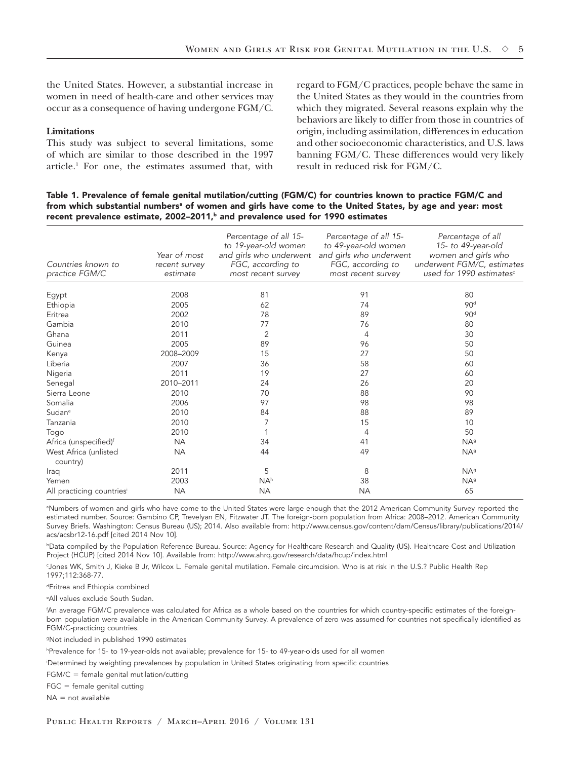the United States. However, a substantial increase in women in need of health-care and other services may occur as a consequence of having undergone FGM/C.

### Limitations

This study was subject to several limitations, some of which are similar to those described in the 1997 article.[1] For one, the estimates assumed that, with regard to FGM/C practices, people behave the same in the United States as they would in the countries from which they migrated. Several reasons explain why the behaviors are likely to differ from those in countries of origin, including assimilation, differences in education and other socioeconomic characteristics, and U.S. laws banning FGM/C. These differences would very likely result in reduced risk for FGM/C.

**Table 1. Prevalence of female genital mutilation/cutting (FGM/C) for countries known to practice FGM/C and from which substantial numbers[a] of women and girls have come to the United States, by age and year: most recent prevalence estimate, 2002–2011,[b] and prevalence used for 1990 estimates**

| *Countries known to practice FGM/C* | *Year of most recent survey estimate* | *Percentage of all 15- to 19-year-old women and girls who underwent FGC, according to most recent survey* | *Percentage of all 15- to 49-year-old women and girls who underwent FGC, according to most recent survey* | *Percentage of all 15- to 49-year-old women and girls who underwent FGM/C, estimates used for 1990 estimates[c]* |
|---|---|---|---|---|
| Egypt | 2008 | 81 | 91 | 80 |
| Ethiopia | 2005 | 62 | 74 | 90[d] |
| Eritrea | 2002 | 78 | 89 | 90[d] |
| Gambia | 2010 | 77 | 76 | 80 |
| Ghana | 2011 | 2 | 4 | 30 |
| Guinea | 2005 | 89 | 96 | 50 |
| Kenya | 2008–2009 | 15 | 27 | 50 |
| Liberia | 2007 | 36 | 58 | 60 |
| Nigeria | 2011 | 19 | 27 | 60 |
| Senegal | 2010–2011 | 24 | 26 | 20 |
| Sierra Leone | 2010 | 70 | 88 | 90 |
| Somalia | 2006 | 97 | 98 | 98 |
| Sudan[e] | 2010 | 84 | 88 | 89 |
| Tanzania | 2010 | 7 | 15 | 10 |
| Togo | 2010 | 1 | 4 | 50 |
| Africa (unspecified)[f] | NA | 34 | 41 | NA[g] |
| West Africa (unlisted country) | NA | 44 | 49 | NA[g] |
| Iraq | 2011 | 5 | 8 | NA[g] |
| Yemen | 2003 | NA[h] | 38 | NA[g] |
| All practicing countries[i] | NA | NA | NA | 65 |

[a]Numbers of women and girls who have come to the United States were large enough that the 2012 American Community Survey reported the estimated number. Source: Gambino CP, Trevelyan EN, Fitzwater JT. The foreign-born population from Africa: 2008–2012. American Community Survey Briefs. Washington: Census Bureau (US); 2014. Also available from: http://www.census.gov/content/dam/Census/library/publications/2014/acs/acsbr12-16.pdf [cited 2014 Nov 10].

[b]Data compiled by the Population Reference Bureau. Source: Agency for Healthcare Research and Quality (US). Healthcare Cost and Utilization Project (HCUP) [cited 2014 Nov 10]. Available from: http://www.ahrq.gov/research/data/hcup/index.html

[c]Jones WK, Smith J, Kieke B Jr, Wilcox L. Female genital mutilation. Female circumcision. Who is at risk in the U.S.? Public Health Rep 1997;112:368-77.

[d]Eritrea and Ethiopia combined

[e]All values exclude South Sudan.

[f]An average FGM/C prevalence was calculated for Africa as a whole based on the countries for which country-specific estimates of the foreign-born population were available in the American Community Survey. A prevalence of zero was assumed for countries not specifically identified as FGM/C-practicing countries.

[g]Not included in published 1990 estimates

[h]Prevalence for 15- to 19-year-olds not available; prevalence for 15- to 49-year-olds used for all women

[i]Determined by weighting prevalences by population in United States originating from specific countries

FGM/C = female genital mutilation/cutting

FGC = female genital cutting

NA = not available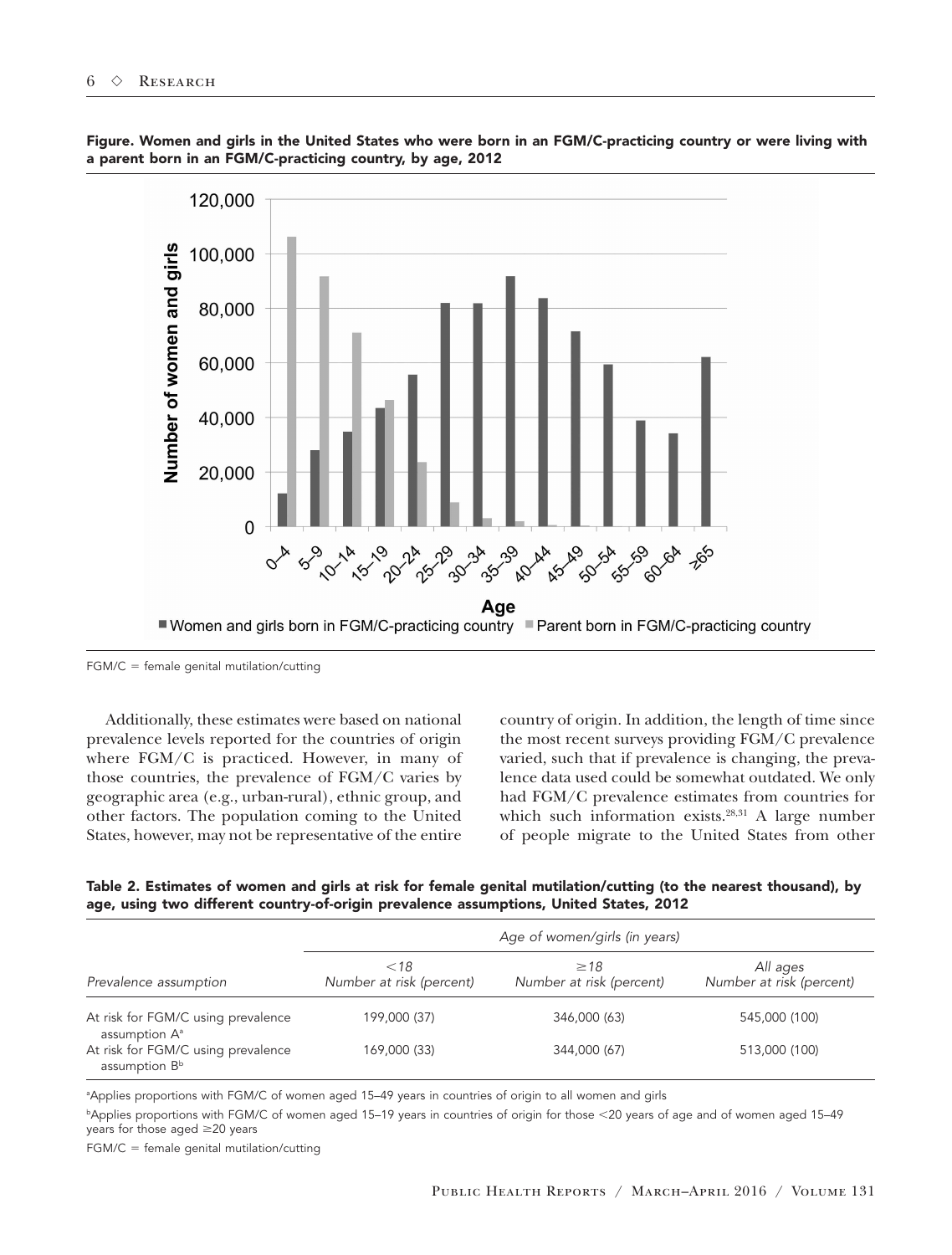**Figure. Women and girls in the United States who were born in an FGM/C-practicing country or were living with a parent born in an FGM/C-practicing country, by age, 2012**

Number of women and girls

120,000
100,000
80,000
60,000
40,000
20,000
0

0–4 5–9 10–14 15–19 20–24 25–29 30–34 35–39 40–44 45–49 50–54 55–59 60–64 ≥65

Age

■ Women and girls born in FGM/C-practicing country ■ Parent born in FGM/C-practicing country

FGM/C = female genital mutilation/cutting

Additionally, these estimates were based on national prevalence levels reported for the countries of origin where FGM/C is practiced. However, in many of those countries, the prevalence of FGM/C varies by geographic area (e.g., urban-rural), ethnic group, and other factors. The population coming to the United States, however, may not be representative of the entire country of origin. In addition, the length of time since the most recent surveys providing FGM/C prevalence varied, such that if prevalence is changing, the prevalence data used could be somewhat outdated. We only had FGM/C prevalence estimates from countries for which such information exists.[28,31] A large number of people migrate to the United States from other

**Table 2. Estimates of women and girls at risk for female genital mutilation/cutting (to the nearest thousand), by age, using two different country-of-origin prevalence assumptions, United States, 2012**

| | *Age of women/girls (in years)* | | |
|---|---|---|---|
| *Prevalence assumption* | *<18* *Number at risk (percent)* | *≥18* *Number at risk (percent)* | *All ages* *Number at risk (percent)* |
| At risk for FGM/C using prevalence assumption A[a] | 199,000 (37) | 346,000 (63) | 545,000 (100) |
| At risk for FGM/C using prevalence assumption B[b] | 169,000 (33) | 344,000 (67) | 513,000 (100) |

[a]Applies proportions with FGM/C of women aged 15–49 years in countries of origin to all women and girls

[b]Applies proportions with FGM/C of women aged 15–19 years in countries of origin for those <20 years of age and of women aged 15–49 years for those aged ≥20 years

FGM/C = female genital mutilation/cutting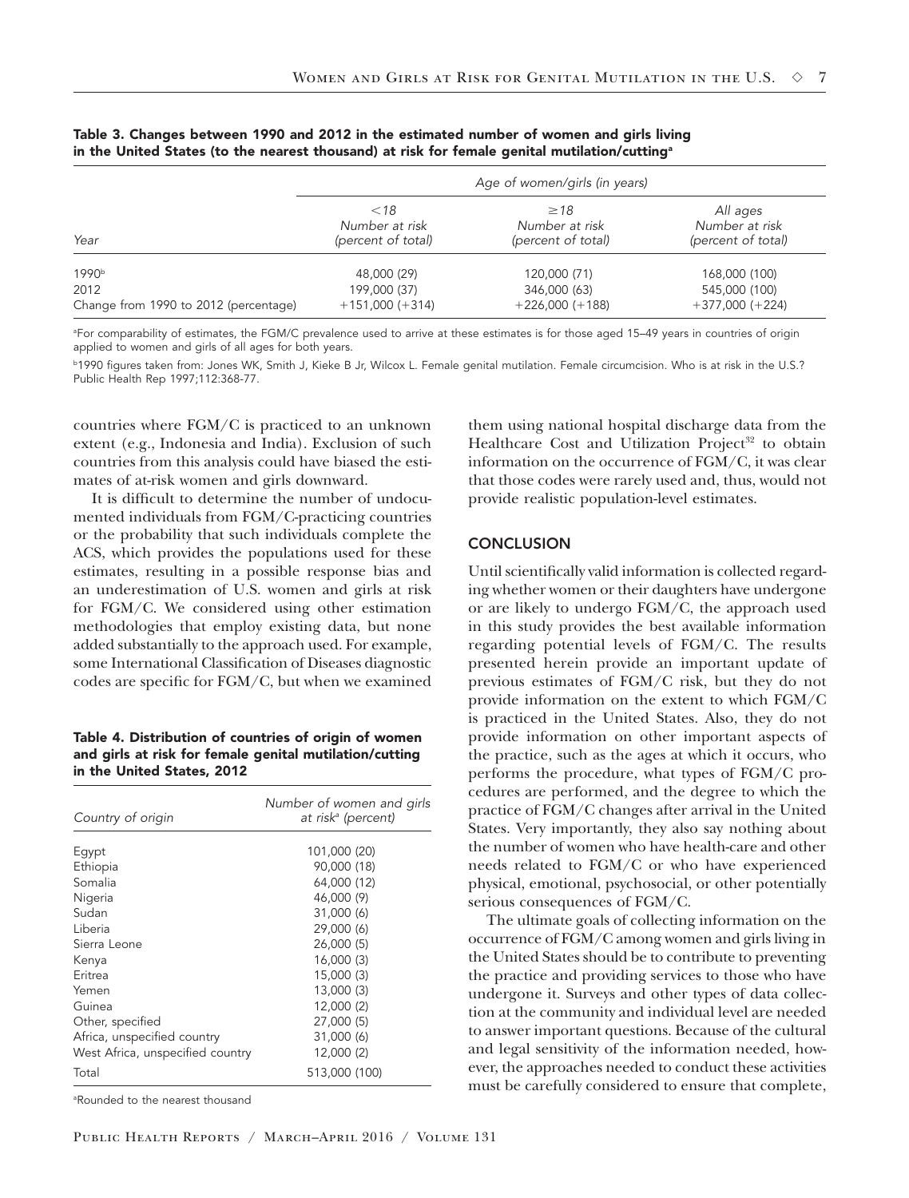**Table 3. Changes between 1990 and 2012 in the estimated number of women and girls living in the United States (to the nearest thousand) at risk for female genital mutilation/cutting[a]**

| | *Age of women/girls (in years)* | | |
|---|---|---|---|
| *Year* | *<18* *Number at risk* *(percent of total)* | *≥18* *Number at risk* *(percent of total)* | *All ages* *Number at risk* *(percent of total)* |
| 1990[b] | 48,000 (29) | 120,000 (71) | 168,000 (100) |
| 2012 | 199,000 (37) | 346,000 (63) | 545,000 (100) |
| Change from 1990 to 2012 (percentage) | +151,000 (+314) | +226,000 (+188) | +377,000 (+224) |

[a]For comparability of estimates, the FGM/C prevalence used to arrive at these estimates is for those aged 15–49 years in countries of origin applied to women and girls of all ages for both years.

[b]1990 figures taken from: Jones WK, Smith J, Kieke B Jr, Wilcox L. Female genital mutilation. Female circumcision. Who is at risk in the U.S.? Public Health Rep 1997;112:368-77.

countries where FGM/C is practiced to an unknown extent (e.g., Indonesia and India). Exclusion of such countries from this analysis could have biased the estimates of at-risk women and girls downward.

It is difficult to determine the number of undocumented individuals from FGM/C-practicing countries or the probability that such individuals complete the ACS, which provides the populations used for these estimates, resulting in a possible response bias and an underestimation of U.S. women and girls at risk for FGM/C. We considered using other estimation methodologies that employ existing data, but none added substantially to the approach used. For example, some International Classification of Diseases diagnostic codes are specific for FGM/C, but when we examined them using national hospital discharge data from the Healthcare Cost and Utilization Project[32] to obtain information on the occurrence of FGM/C, it was clear that those codes were rarely used and, thus, would not provide realistic population-level estimates.

**Table 4. Distribution of countries of origin of women and girls at risk for female genital mutilation/cutting in the United States, 2012**

| *Country of origin* | *Number of women and girls at risk[a] (percent)* |
|---|---|
| Egypt | 101,000 (20) |
| Ethiopia | 90,000 (18) |
| Somalia | 64,000 (12) |
| Nigeria | 46,000 (9) |
| Sudan | 31,000 (6) |
| Liberia | 29,000 (6) |
| Sierra Leone | 26,000 (5) |
| Kenya | 16,000 (3) |
| Eritrea | 15,000 (3) |
| Yemen | 13,000 (3) |
| Guinea | 12,000 (2) |
| Other, specified | 27,000 (5) |
| Africa, unspecified country | 31,000 (6) |
| West Africa, unspecified country | 12,000 (2) |
| Total | 513,000 (100) |

[a]Rounded to the nearest thousand

## CONCLUSION

Until scientifically valid information is collected regarding whether women or their daughters have undergone or are likely to undergo FGM/C, the approach used in this study provides the best available information regarding potential levels of FGM/C. The results presented herein provide an important update of previous estimates of FGM/C risk, but they do not provide information on the extent to which FGM/C is practiced in the United States. Also, they do not provide information on other important aspects of the practice, such as the ages at which it occurs, who performs the procedure, what types of FGM/C procedures are performed, and the degree to which the practice of FGM/C changes after arrival in the United States. Very importantly, they also say nothing about the number of women who have health-care and other needs related to FGM/C or who have experienced physical, emotional, psychosocial, or other potentially serious consequences of FGM/C.

The ultimate goals of collecting information on the occurrence of FGM/C among women and girls living in the United States should be to contribute to preventing the practice and providing services to those who have undergone it. Surveys and other types of data collection at the community and individual level are needed to answer important questions. Because of the cultural and legal sensitivity of the information needed, however, the approaches needed to conduct these activities must be carefully considered to ensure that complete,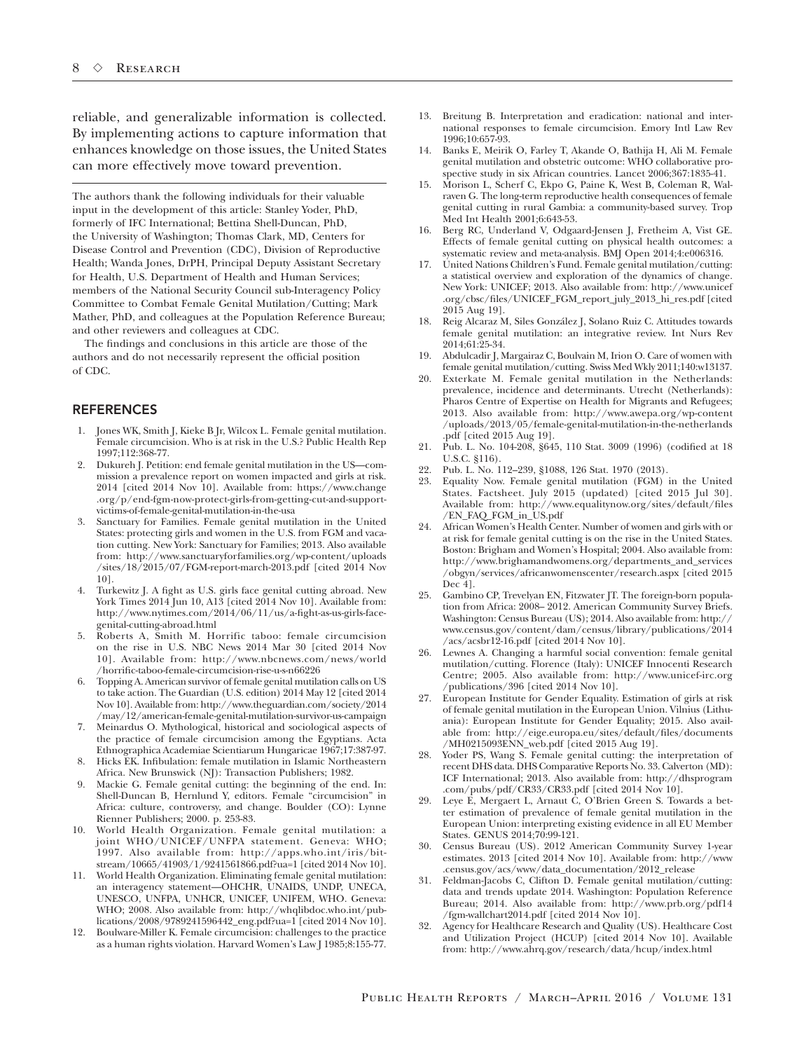reliable, and generalizable information is collected. By implementing actions to capture information that enhances knowledge on those issues, the United States can more effectively move toward prevention.

---

The authors thank the following individuals for their valuable input in the development of this article: Stanley Yoder, PhD, formerly of IFC International; Bettina Shell-Duncan, PhD, the University of Washington; Thomas Clark, MD, Centers for Disease Control and Prevention (CDC), Division of Reproductive Health; Wanda Jones, DrPH, Principal Deputy Assistant Secretary for Health, U.S. Department of Health and Human Services; members of the National Security Council sub-Interagency Policy Committee to Combat Female Genital Mutilation/Cutting; Mark Mather, PhD, and colleagues at the Population Reference Bureau; and other reviewers and colleagues at CDC.

The findings and conclusions in this article are those of the authors and do not necessarily represent the official position of CDC.

## REFERENCES

1. Jones WK, Smith J, Kieke B Jr, Wilcox L. Female genital mutilation. Female circumcision. Who is at risk in the U.S.? Public Health Rep 1997;112:368-77.
2. Dukureh J. Petition: end female genital mutilation in the US—commission a prevalence report on women impacted and girls at risk. 2014 [cited 2014 Nov 10]. Available from: https://www.change.org/p/end-fgm-now-protect-girls-from-getting-cut-and-support-victims-of-female-genital-mutilation-in-the-usa
3. Sanctuary for Families. Female genital mutilation in the United States: protecting girls and women in the U.S. from FGM and vacation cutting. New York: Sanctuary for Families; 2013. Also available from: http://www.sanctuaryforfamilies.org/wp-content/uploads/sites/18/2015/07/FGM-report-march-2013.pdf [cited 2014 Nov 10].
4. Turkewitz J. A fight as U.S. girls face genital cutting abroad. New York Times 2014 Jun 10, A13 [cited 2014 Nov 10]. Available from: http://www.nytimes.com/2014/06/11/us/a-fight-as-us-girls-face-genital-cutting-abroad.html
5. Roberts A, Smith M. Horrific taboo: female circumcision on the rise in U.S. NBC News 2014 Mar 30 [cited 2014 Nov 10]. Available from: http://www.nbcnews.com/news/world/horrific-taboo-female-circumcision-rise-u-s-n66226
6. Topping A. American survivor of female genital mutilation calls on US to take action. The Guardian (U.S. edition) 2014 May 12 [cited 2014 Nov 10]. Available from: http://www.theguardian.com/society/2014/may/12/american-female-genital-mutilation-survivor-us-campaign
7. Meinardus O. Mythological, historical and sociological aspects of the practice of female circumcision among the Egyptians. Acta Ethnographica Academiae Scientiarum Hungaricae 1967;17:387-97.
8. Hicks EK. Infibulation: female mutilation in Islamic Northeastern Africa. New Brunswick (NJ): Transaction Publishers; 1982.
9. Mackie G. Female genital cutting: the beginning of the end. In: Shell-Duncan B, Hernlund Y, editors. Female "circumcision" in Africa: culture, controversy, and change. Boulder (CO): Lynne Rienner Publishers; 2000. p. 253-83.
10. World Health Organization. Female genital mutilation: a joint WHO/UNICEF/UNFPA statement. Geneva: WHO; 1997. Also available from: http://apps.who.int/iris/bitstream/10665/41903/1/9241561866.pdf?ua=1 [cited 2014 Nov 10].
11. World Health Organization. Eliminating female genital mutilation: an interagency statement—OHCHR, UNAIDS, UNDP, UNECA, UNESCO, UNFPA, UNHCR, UNICEF, UNIFEM, WHO. Geneva: WHO; 2008. Also available from: http://whqlibdoc.who.int/publications/2008/9789241596442_eng.pdf?ua=1 [cited 2014 Nov 10].
12. Boulware-Miller K. Female circumcision: challenges to the practice as a human rights violation. Harvard Women's Law J 1985;8:155-77.
13. Breitung B. Interpretation and eradication: national and international responses to female circumcision. Emory Intl Law Rev 1996;10:657-93.
14. Banks E, Meirik O, Farley T, Akande O, Bathija H, Ali M. Female genital mutilation and obstetric outcome: WHO collaborative prospective study in six African countries. Lancet 2006;367:1835-41.
15. Morison L, Scherf C, Ekpo G, Paine K, West B, Coleman R, Walraven G. The long-term reproductive health consequences of female genital cutting in rural Gambia: a community-based survey. Trop Med Int Health 2001;6:643-53.
16. Berg RC, Underland V, Odgaard-Jensen J, Fretheim A, Vist GE. Effects of female genital cutting on physical health outcomes: a systematic review and meta-analysis. BMJ Open 2014;4:e006316.
17. United Nations Children's Fund. Female genital mutilation/cutting: a statistical overview and exploration of the dynamics of change. New York: UNICEF; 2013. Also available from: http://www.unicef.org/cbsc/files/UNICEF_FGM_report_july_2013_hi_res.pdf [cited 2015 Aug 19].
18. Reig Alcaraz M, Siles González J, Solano Ruiz C. Attitudes towards female genital mutilation: an integrative review. Int Nurs Rev 2014;61:25-34.
19. Abdulcadir J, Margairaz C, Boulvain M, Irion O. Care of women with female genital mutilation/cutting. Swiss Med Wkly 2011;140:w13137.
20. Exterkate M. Female genital mutilation in the Netherlands: prevalence, incidence and determinants. Utrecht (Netherlands): Pharos Centre of Expertise on Health for Migrants and Refugees; 2013. Also available from: http://www.awepa.org/wp-content/uploads/2013/05/female-genital-mutilation-in-the-netherlands.pdf [cited 2015 Aug 19].
21. Pub. L. No. 104-208, §645, 110 Stat. 3009 (1996) (codified at 18 U.S.C. §116).
22. Pub. L. No. 112–239, §1088, 126 Stat. 1970 (2013).
23. Equality Now. Female genital mutilation (FGM) in the United States. Factsheet. July 2015 (updated) [cited 2015 Jul 30]. Available from: http://www.equalitynow.org/sites/default/files/EN_FAQ_FGM_in_US.pdf
24. African Women's Health Center. Number of women and girls with or at risk for female genital cutting is on the rise in the United States. Boston: Brigham and Women's Hospital; 2004. Also available from: http://www.brighamandwomens.org/departments_and_services/obgyn/services/africanwomenscenter/research.aspx [cited 2015 Dec 4].
25. Gambino CP, Trevelyan EN, Fitzwater JT. The foreign-born population from Africa: 2008– 2012. American Community Survey Briefs. Washington: Census Bureau (US); 2014. Also available from: http://www.census.gov/content/dam/census/library/publications/2014/acs/acsbr12-16.pdf [cited 2014 Nov 10].
26. Lewnes A. Changing a harmful social convention: female genital mutilation/cutting. Florence (Italy): UNICEF Innocenti Research Centre; 2005. Also available from: http://www.unicef-irc.org/publications/396 [cited 2014 Nov 10].
27. European Institute for Gender Equality. Estimation of girls at risk of female genital mutilation in the European Union. Vilnius (Lithuania): European Institute for Gender Equality; 2015. Also available from: http://eige.europa.eu/sites/default/files/documents/MH0215093ENN_web.pdf [cited 2015 Aug 19].
28. Yoder PS, Wang S. Female genital cutting: the interpretation of recent DHS data. DHS Comparative Reports No. 33. Calverton (MD): ICF International; 2013. Also available from: http://dhsprogram.com/pubs/pdf/CR33/CR33.pdf [cited 2014 Nov 10].
29. Leye E, Mergaert L, Arnaut C, O'Brien Green S. Towards a better estimation of prevalence of female genital mutilation in the European Union: interpreting existing evidence in all EU Member States. GENUS 2014;70:99-121.
30. Census Bureau (US). 2012 American Community Survey 1-year estimates. 2013 [cited 2014 Nov 10]. Available from: http://www.census.gov/acs/www/data_documentation/2012_release
31. Feldman-Jacobs C, Clifton D. Female genital mutilation/cutting: data and trends update 2014. Washington: Population Reference Bureau; 2014. Also available from: http://www.prb.org/pdf14/fgm-wallchart2014.pdf [cited 2014 Nov 10].
32. Agency for Healthcare Research and Quality (US). Healthcare Cost and Utilization Project (HCUP) [cited 2014 Nov 10]. Available from: http://www.ahrq.gov/research/data/hcup/index.html